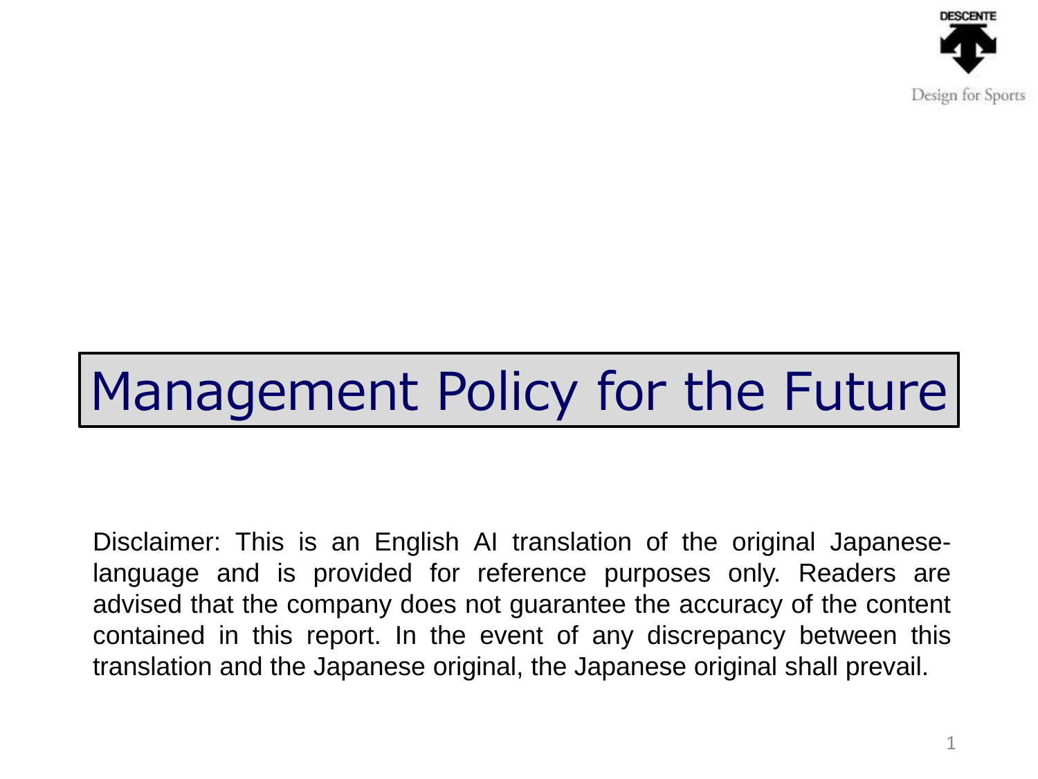DESCENTE

Design for Sports

# Management Policy for the Future

Disclaimer: This is an English AI translation of the original Japanese-language and is provided for reference purposes only. Readers are advised that the company does not guarantee the accuracy of the content contained in this report. In the event of any discrepancy between this translation and the Japanese original, the Japanese original shall prevail.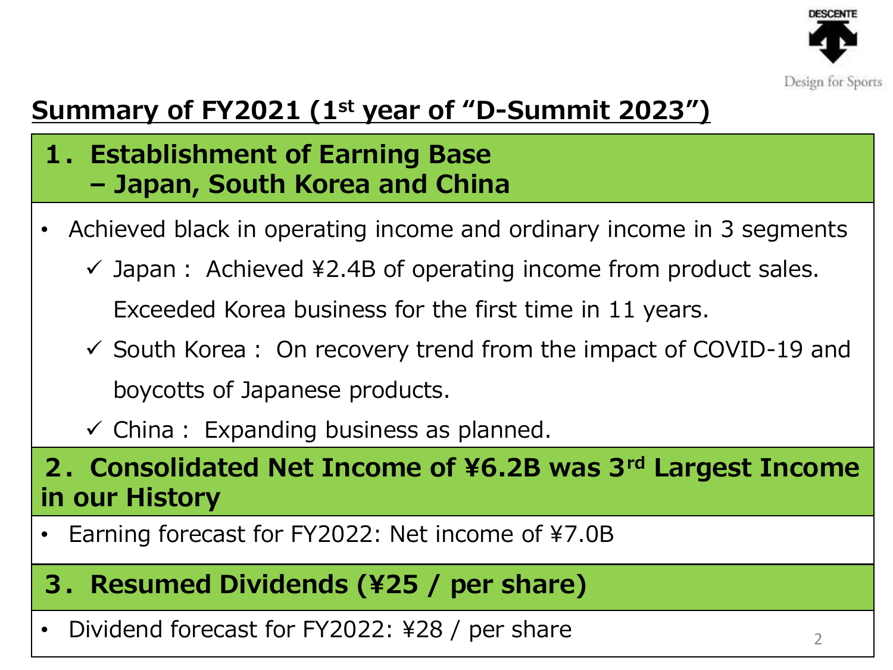## Summary of FY2021 (1st year of "D-Summit 2023")

### 1．Establishment of Earning Base – Japan, South Korea and China

- Achieved black in operating income and ordinary income in 3 segments
  - ✓ Japan： Achieved ¥2.4B of operating income from product sales. Exceeded Korea business for the first time in 11 years.
  - ✓ South Korea： On recovery trend from the impact of COVID-19 and boycotts of Japanese products.
  - ✓ China： Expanding business as planned.

### 2．Consolidated Net Income of ¥6.2B was 3rd Largest Income in our History

- Earning forecast for FY2022: Net income of ¥7.0B

### 3．Resumed Dividends (¥25 / per share)

- Dividend forecast for FY2022: ¥28 / per share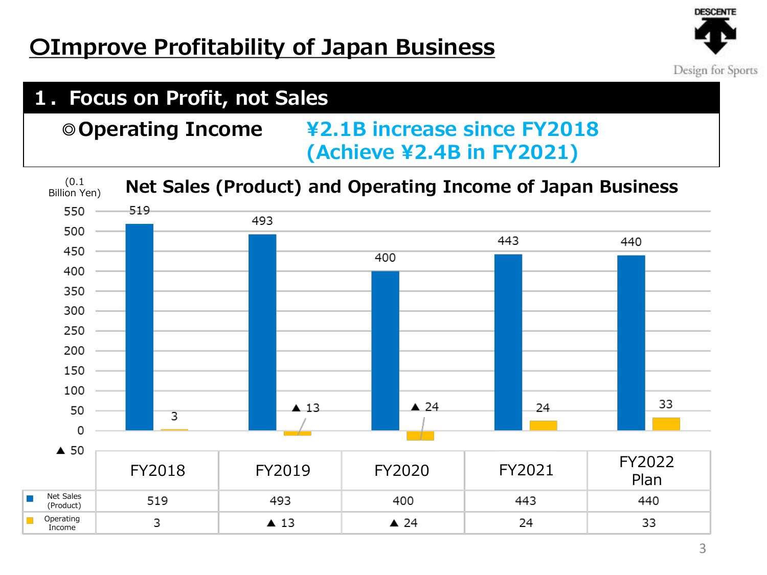# 〇Improve Profitability of Japan Business

## 1. Focus on Profit, not Sales

◎**Operating Income** **¥2.1B increase since FY2018 (Achieve ¥2.4B in FY2021)**

### Net Sales (Product) and Operating Income of Japan Business

(0.1 Billion Yen)

| | FY2018 | FY2019 | FY2020 | FY2021 | FY2022 Plan |
|---|---|---|---|---|---|
| Net Sales (Product) | 519 | 493 | 400 | 443 | 440 |
| Operating Income | 3 | ▲ 13 | ▲ 24 | 24 | 33 |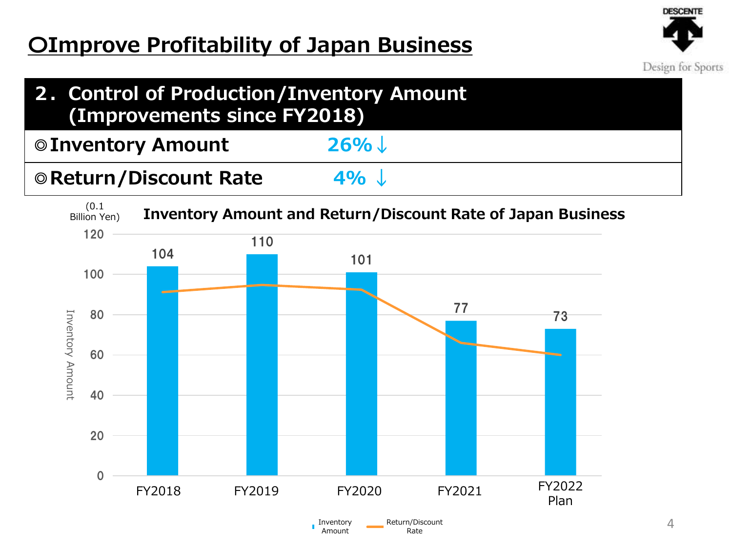# 〇Improve Profitability of Japan Business

## 2．Control of Production/Inventory Amount (Improvements since FY2018)

| ◎Inventory Amount | 26%↓ |
|---|---|
| ◎Return/Discount Rate | 4% ↓ |

**Inventory Amount and Return/Discount Rate of Japan Business**

(0.1 Billion Yen)

| | FY2018 | FY2019 | FY2020 | FY2021 | FY2022 Plan |
|---|---|---|---|---|---|
| Inventory Amount | 104 | 110 | 101 | 77 | 73 |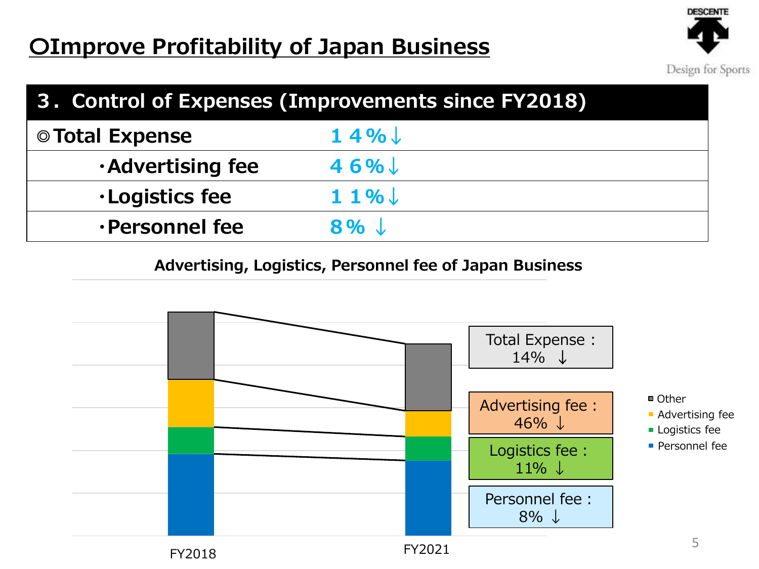# ○Improve Profitability of Japan Business

## 3．Control of Expenses (Improvements since FY2018)

| ◎Total Expense | １４%↓ |
|---|---|
| ・Advertising fee | ４６%↓ |
| ・Logistics fee | １１%↓ |
| ・Personnel fee | ８% ↓ |

**Advertising, Logistics, Personnel fee of Japan Business**

Total Expense : 14% ↓

Advertising fee : 46% ↓

Logistics fee : 11% ↓

Personnel fee : 8% ↓

Legend: Other, Advertising fee, Logistics fee, Personnel fee

FY2018 | FY2021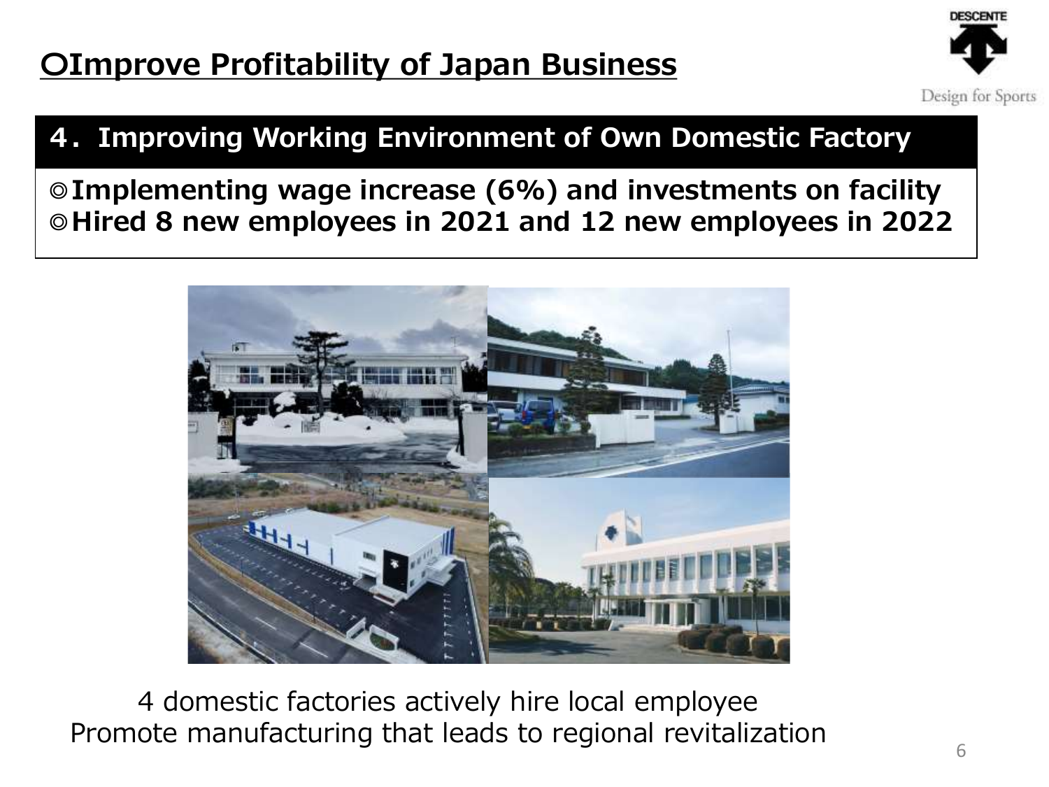# ○Improve Profitability of Japan Business

## 4. Improving Working Environment of Own Domestic Factory

◎**Implementing wage increase (6%) and investments on facility**
◎**Hired 8 new employees in 2021 and 12 new employees in 2022**

4 domestic factories actively hire local employee
Promote manufacturing that leads to regional revitalization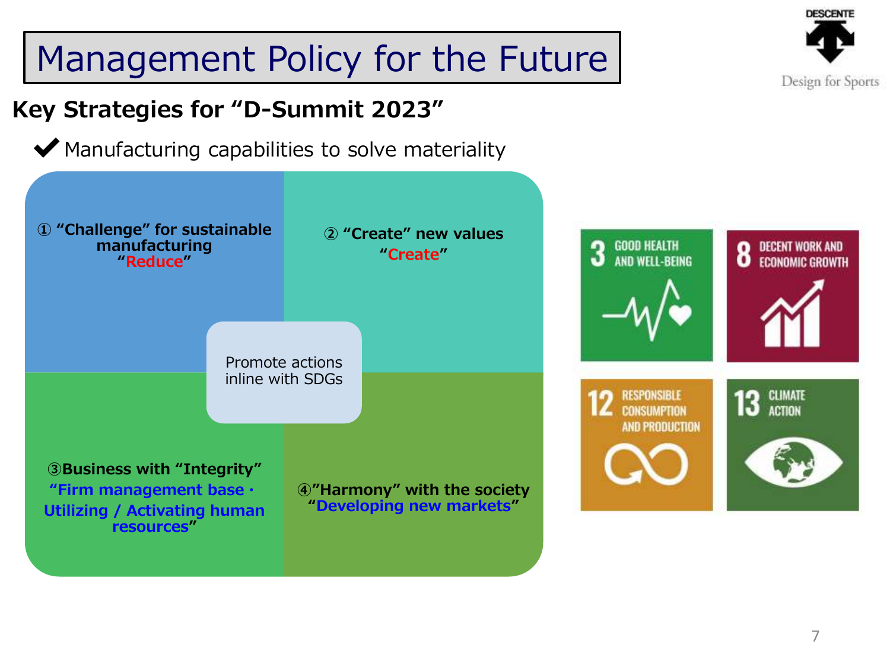# Management Policy for the Future

## Key Strategies for "D-Summit 2023"

✔ Manufacturing capabilities to solve materiality

**① "Challenge" for sustainable manufacturing**
**"Reduce"**

**② "Create" new values**
**"Create"**

Promote actions inline with SDGs

**③Business with "Integrity"**
**"Firm management base · Utilizing / Activating human resources"**

**④"Harmony" with the society**
**"Developing new markets"**

3 GOOD HEALTH AND WELL-BEING

8 DECENT WORK AND ECONOMIC GROWTH

12 RESPONSIBLE CONSUMPTION AND PRODUCTION

13 CLIMATE ACTION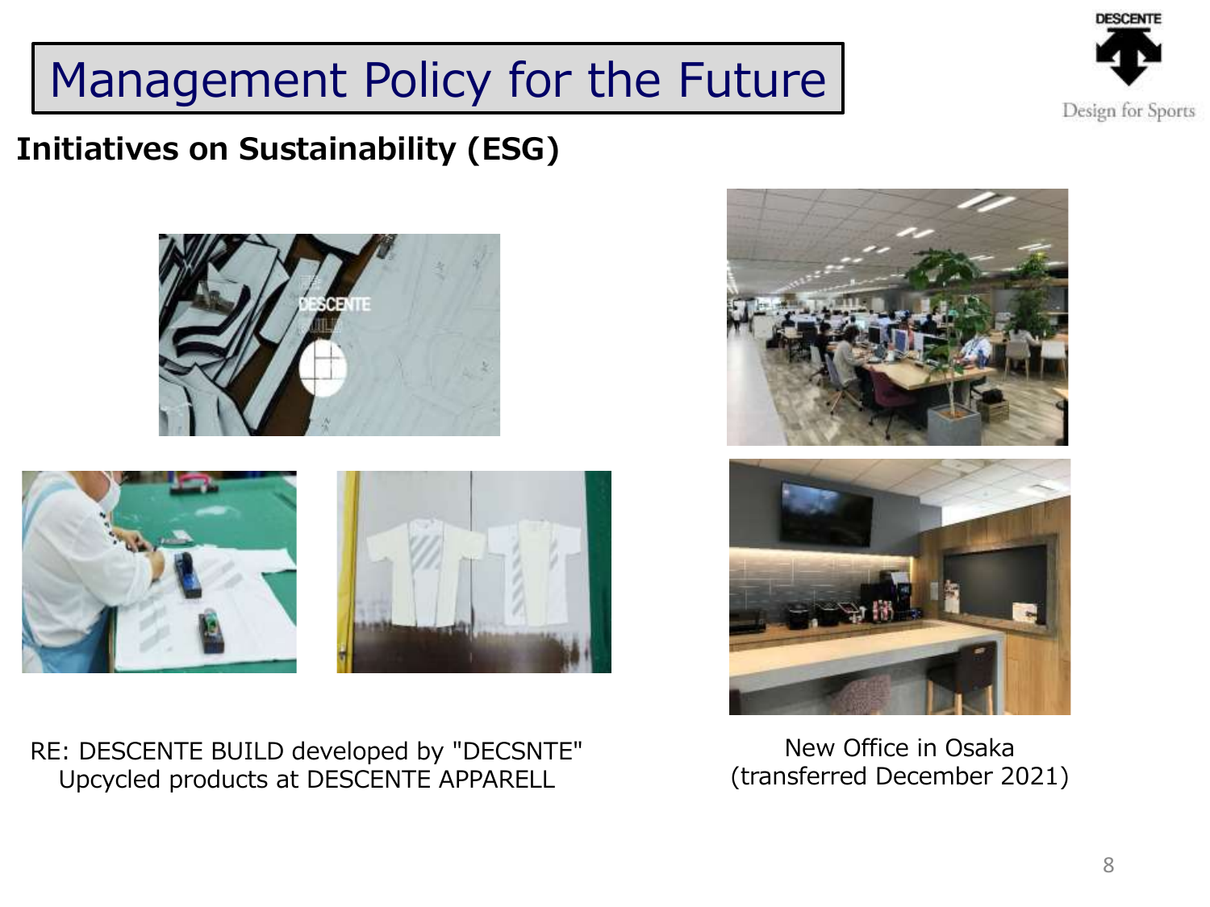# Management Policy for the Future

## Initiatives on Sustainability (ESG)

RE: DESCENTE BUILD developed by "DECSNTE"
Upcycled products at DESCENTE APPARELL

New Office in Osaka
(transferred December 2021)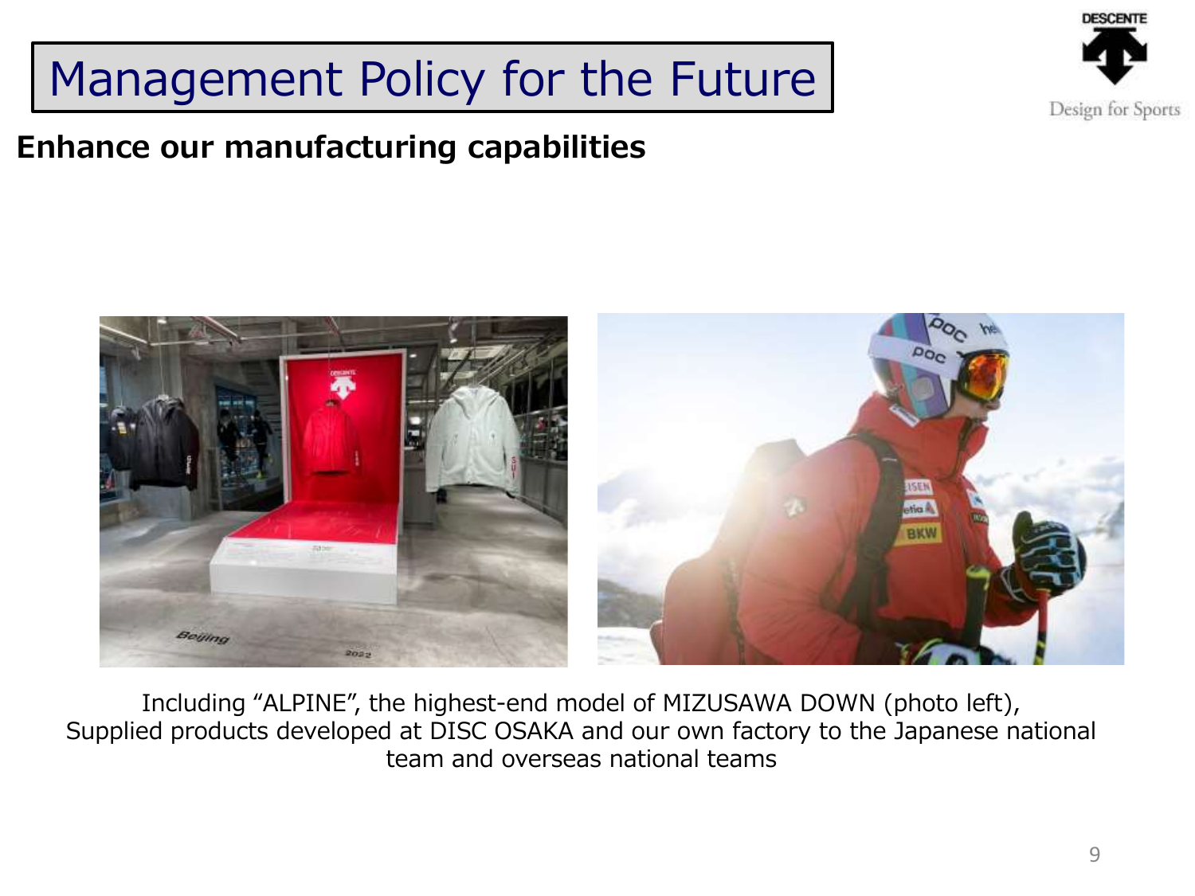# Management Policy for the Future

## Enhance our manufacturing capabilities

Including "ALPINE", the highest-end model of MIZUSAWA DOWN (photo left),
Supplied products developed at DISC OSAKA and our own factory to the Japanese national team and overseas national teams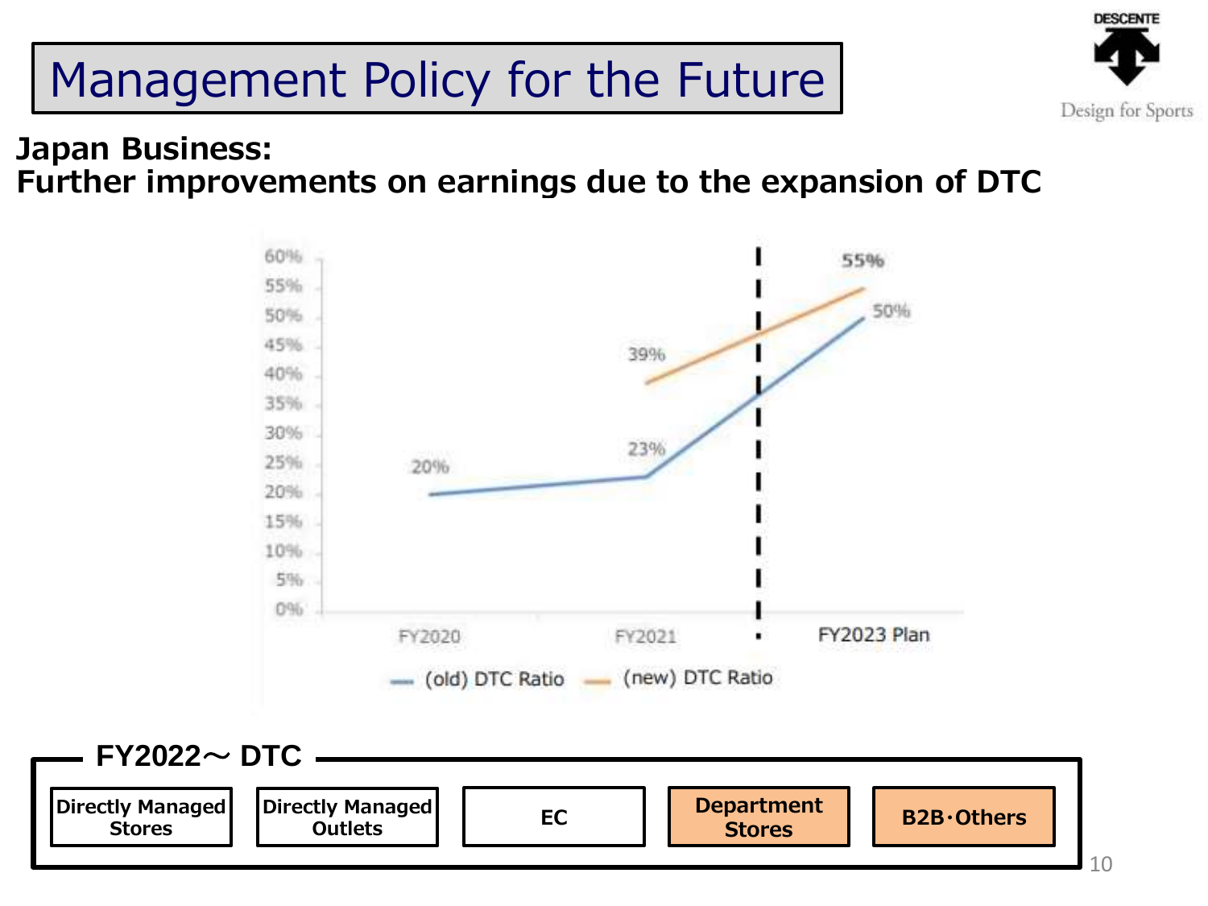# Management Policy for the Future

**Japan Business:**
**Further improvements on earnings due to the expansion of DTC**

| | FY2020 | FY2021 | FY2023 Plan |
|---|---|---|---|
| (old) DTC Ratio | 20% | 23% | 50% |
| (new) DTC Ratio | | 39% | 55% |

**FY2022～ DTC**

- Directly Managed Stores
- Directly Managed Outlets
- EC
- Department Stores
- B2B･Others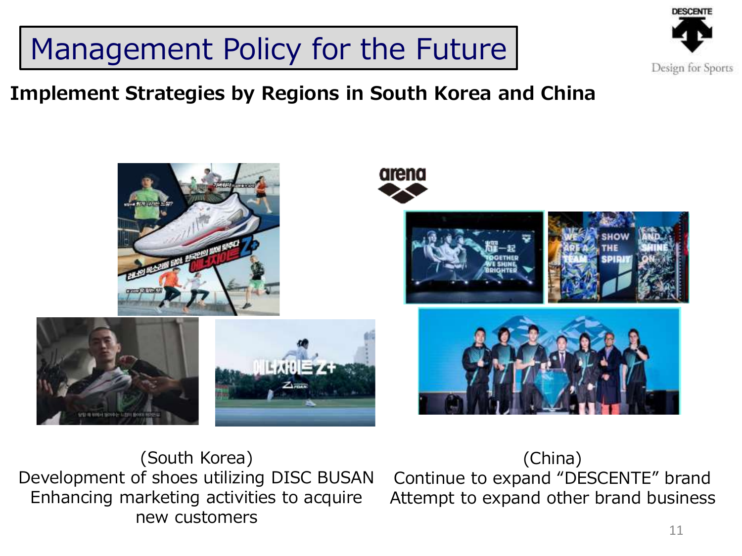# Management Policy for the Future

**Implement Strategies by Regions in South Korea and China**

(South Korea)
Development of shoes utilizing DISC BUSAN
Enhancing marketing activities to acquire new customers

(China)
Continue to expand “DESCENTE” brand
Attempt to expand other brand business